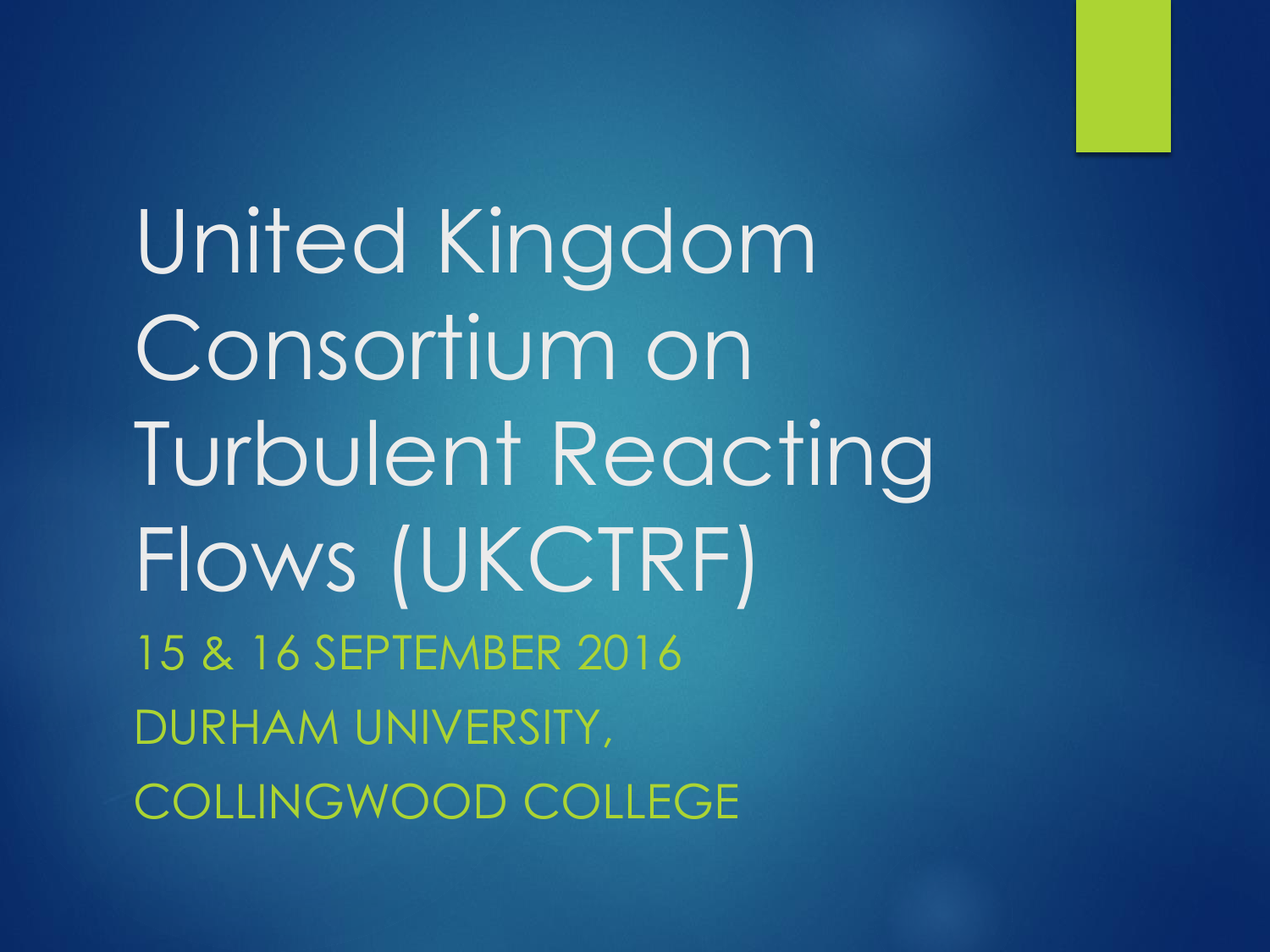# United Kingdom Consortium on Turbulent Reacting Flows (UKCTRF)

15 & 16 SEPTEMBER 2016

DURHAM UNIVERSITY,

COLLINGWOOD COLLEGE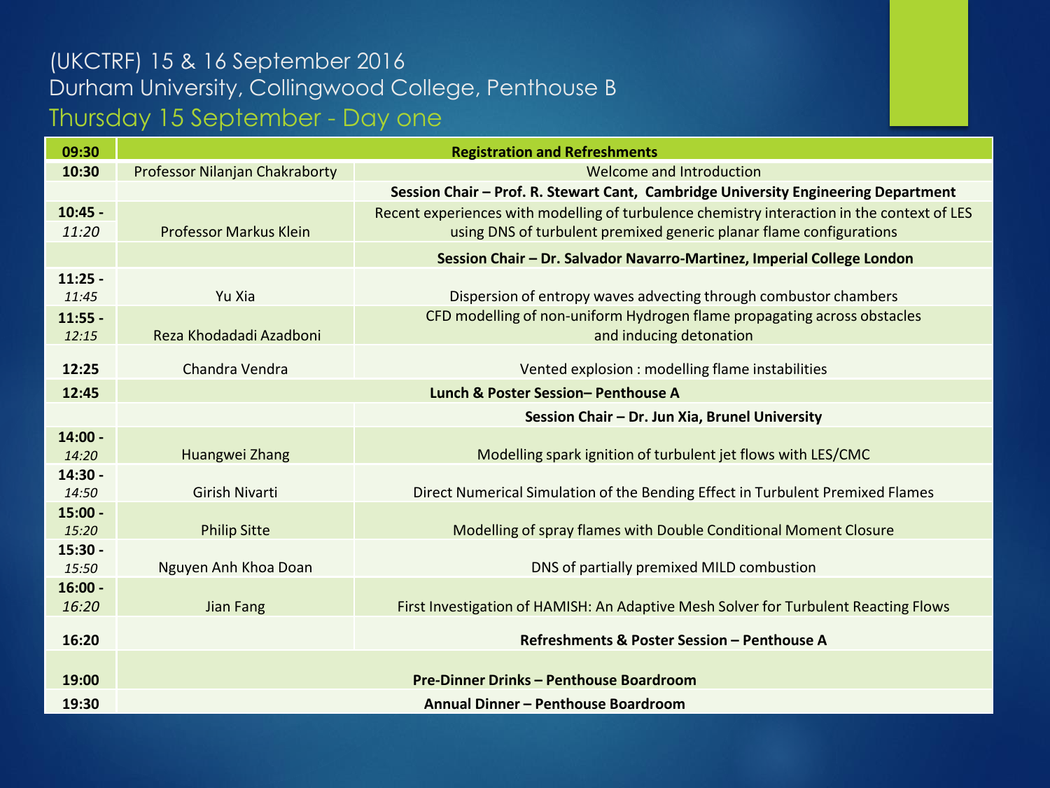(UKCTRF) 15 & 16 September 2016

Durham University, Collingwood College, Penthouse B

## Thursday 15 September - Day one

| Time | Speaker | Title |
|---|---|---|
| **09:30** | | **Registration and Refreshments** |
| **10:30** | Professor Nilanjan Chakraborty | Welcome and Introduction |
| | | **Session Chair – Prof. R. Stewart Cant, Cambridge University Engineering Department** |
| **10:45 -** *11:20* | Professor Markus Klein | Recent experiences with modelling of turbulence chemistry interaction in the context of LES using DNS of turbulent premixed generic planar flame configurations |
| | | **Session Chair – Dr. Salvador Navarro-Martinez, Imperial College London** |
| **11:25 -** *11:45* | Yu Xia | Dispersion of entropy waves advecting through combustor chambers |
| **11:55 -** *12:15* | Reza Khodadadi Azadboni | CFD modelling of non-uniform Hydrogen flame propagating across obstacles and inducing detonation |
| **12:25** | Chandra Vendra | Vented explosion : modelling flame instabilities |
| **12:45** | | **Lunch & Poster Session– Penthouse A** |
| | | **Session Chair – Dr. Jun Xia, Brunel University** |
| **14:00 -** *14:20* | Huangwei Zhang | Modelling spark ignition of turbulent jet flows with LES/CMC |
| **14:30 -** *14:50* | Girish Nivarti | Direct Numerical Simulation of the Bending Effect in Turbulent Premixed Flames |
| **15:00 -** *15:20* | Philip Sitte | Modelling of spray flames with Double Conditional Moment Closure |
| **15:30 -** *15:50* | Nguyen Anh Khoa Doan | DNS of partially premixed MILD combustion |
| **16:00 -** *16:20* | Jian Fang | First Investigation of HAMISH: An Adaptive Mesh Solver for Turbulent Reacting Flows |
| **16:20** | | **Refreshments & Poster Session – Penthouse A** |
| **19:00** | | **Pre-Dinner Drinks – Penthouse Boardroom** |
| **19:30** | | **Annual Dinner – Penthouse Boardroom** |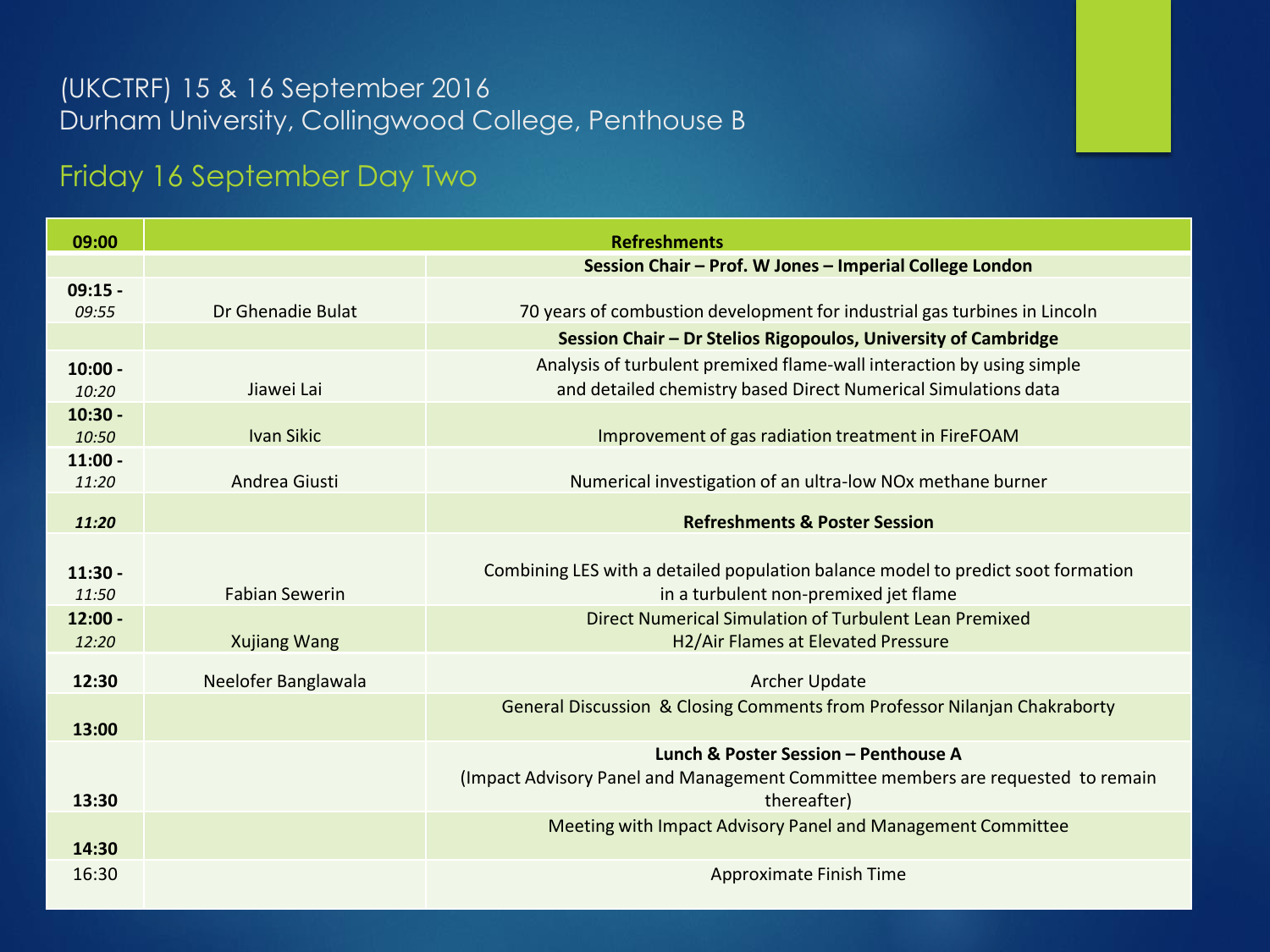(UKCTRF) 15 & 16 September 2016
Durham University, Collingwood College, Penthouse B

## Friday 16 September Day Two

| | | |
|---|---|---|
| **09:00** | | **Refreshments** |
| | | **Session Chair – Prof. W Jones – Imperial College London** |
| **09:15 -** *09:55* | Dr Ghenadie Bulat | 70 years of combustion development for industrial gas turbines in Lincoln |
| | | **Session Chair – Dr Stelios Rigopoulos, University of Cambridge** |
| **10:00 -** *10:20* | Jiawei Lai | Analysis of turbulent premixed flame-wall interaction by using simple and detailed chemistry based Direct Numerical Simulations data |
| **10:30 -** *10:50* | Ivan Sikic | Improvement of gas radiation treatment in FireFOAM |
| **11:00 -** *11:20* | Andrea Giusti | Numerical investigation of an ultra-low NOx methane burner |
| ***11:20*** | | **Refreshments & Poster Session** |
| **11:30 -** *11:50* | Fabian Sewerin | Combining LES with a detailed population balance model to predict soot formation in a turbulent non-premixed jet flame |
| **12:00 -** *12:20* | Xujiang Wang | Direct Numerical Simulation of Turbulent Lean Premixed H2/Air Flames at Elevated Pressure |
| **12:30** | Neelofer Banglawala | Archer Update |
| **13:00** | | General Discussion & Closing Comments from Professor Nilanjan Chakraborty |
| **13:30** | | **Lunch & Poster Session – Penthouse A** (Impact Advisory Panel and Management Committee members are requested to remain thereafter) |
| **14:30** | | Meeting with Impact Advisory Panel and Management Committee |
| 16:30 | | Approximate Finish Time |